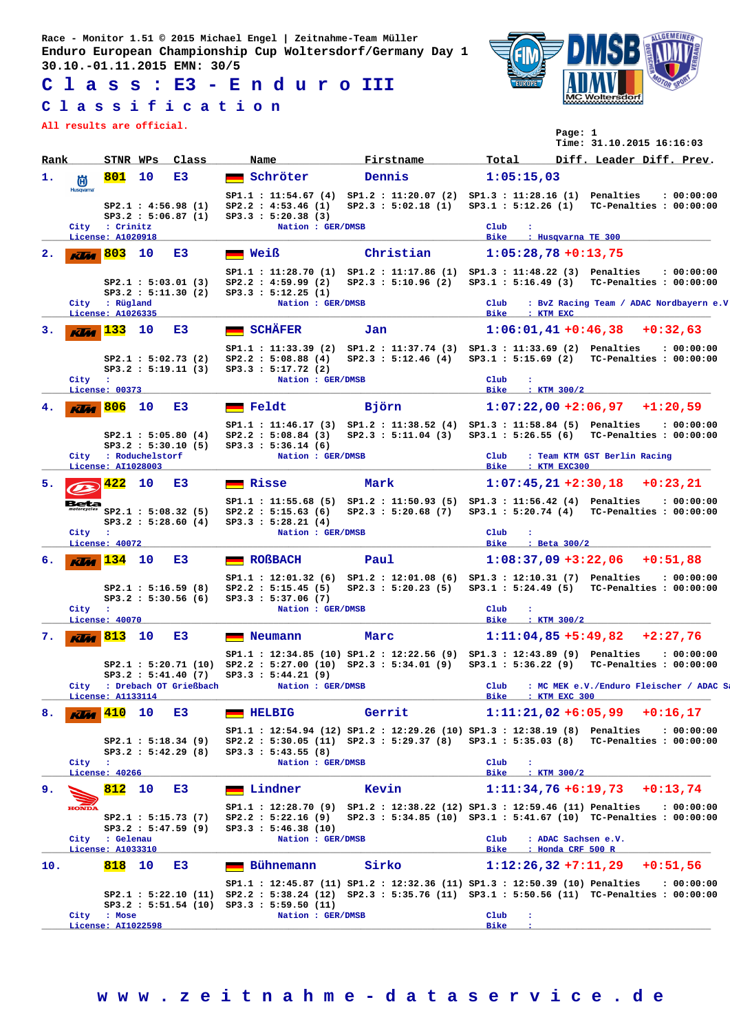Race - Monitor 1.51 © 2015 Michael Engel | Zeitnahme-Team Müller
Enduro European Championship Cup Woltersdorf/Germany Day 1
30.10.-01.11.2015 EMN: 30/5

# C l a s s : E3 - E n d u r o III

## C l a s s i f i c a t i o n

All results are official.

Page: 1
Time: 31.10.2015 16:16:03

| Rank | STNR | WPs | Class | Name | Firstname | Total | Diff. Leader | Diff. Prev. |
|---|---|---|---|---|---|---|---|---|
| 1. | 801 | 10 | E3 | Schröter | Dennis | 1:05:15,03 | | |
| 2. | 803 | 10 | E3 | Weiß | Christian | 1:05:28,78 | +0:13,75 | |
| 3. | 133 | 10 | E3 | SCHÄFER | Jan | 1:06:01,41 | +0:46,38 | +0:32,63 |
| 4. | 806 | 10 | E3 | Feldt | Björn | 1:07:22,00 | +2:06,97 | +1:20,59 |
| 5. | 422 | 10 | E3 | Risse | Mark | 1:07:45,21 | +2:30,18 | +0:23,21 |
| 6. | 134 | 10 | E3 | ROßBACH | Paul | 1:08:37,09 | +3:22,06 | +0:51,88 |
| 7. | 813 | 10 | E3 | Neumann | Marc | 1:11:04,85 | +5:49,82 | +2:27,76 |
| 8. | 410 | 10 | E3 | HELBIG | Gerrit | 1:11:21,02 | +6:05,99 | +0:16,17 |
| 9. | 812 | 10 | E3 | Lindner | Kevin | 1:11:34,76 | +6:19,73 | +0:13,74 |
| 10. | 818 | 10 | E3 | Bühnemann | Sirko | 1:12:26,32 | +7:11,29 | +0:51,56 |

**1. 801 Schröter Dennis** (Husqvarna)
SP1.1 : 11:54.67 (4) SP1.2 : 11:20.07 (2) SP1.3 : 11:28.16 (1) Penalties : 00:00:00
SP2.1 : 4:56.98 (1) SP2.2 : 4:53.46 (1) SP2.3 : 5:02.18 (1) SP3.1 : 5:12.26 (1) TC-Penalties : 00:00:00
SP3.2 : 5:06.87 (1) SP3.3 : 5:20.38 (3)
City : Crinitz — Nation : GER/DMSB — Club :
License: A1020918 — Bike : Husqvarna TE 300

**2. 803 Weiß Christian** (KTM)
SP1.1 : 11:28.70 (1) SP1.2 : 11:17.86 (1) SP1.3 : 11:48.22 (3) Penalties : 00:00:00
SP2.1 : 5:03.01 (3) SP2.2 : 4:59.99 (2) SP2.3 : 5:10.96 (2) SP3.1 : 5:16.49 (3) TC-Penalties : 00:00:00
SP3.2 : 5:11.30 (2) SP3.3 : 5:12.25 (1)
City : Rügland — Nation : GER/DMSB — Club : BvZ Racing Team / ADAC Nordbayern e.V
License: A1026335 — Bike : KTM EXC

**3. 133 SCHÄFER Jan** (KTM)
SP1.1 : 11:33.39 (2) SP1.2 : 11:37.74 (3) SP1.3 : 11:33.69 (2) Penalties : 00:00:00
SP2.1 : 5:02.73 (2) SP2.2 : 5:08.88 (4) SP2.3 : 5:12.46 (4) SP3.1 : 5:15.69 (2) TC-Penalties : 00:00:00
SP3.2 : 5:19.11 (3) SP3.3 : 5:17.72 (2)
City : — Nation : GER/DMSB — Club :
License: 00373 — Bike : KTM 300/2

**4. 806 Feldt Björn** (KTM)
SP1.1 : 11:46.17 (3) SP1.2 : 11:38.52 (4) SP1.3 : 11:58.84 (5) Penalties : 00:00:00
SP2.1 : 5:05.80 (4) SP2.2 : 5:08.84 (3) SP2.3 : 5:11.04 (3) SP3.1 : 5:26.55 (6) TC-Penalties : 00:00:00
SP3.2 : 5:30.10 (5) SP3.3 : 5:36.14 (6)
City : Roduchelstorf — Nation : GER/DMSB — Club : Team KTM GST Berlin Racing
License: AI1028003 — Bike : KTM EXC300

**5. 422 Risse Mark** (Beta)
SP1.1 : 11:55.68 (5) SP1.2 : 11:50.93 (5) SP1.3 : 11:56.42 (4) Penalties : 00:00:00
SP2.1 : 5:08.32 (5) SP2.2 : 5:15.63 (6) SP2.3 : 5:20.68 (7) SP3.1 : 5:20.74 (4) TC-Penalties : 00:00:00
SP3.2 : 5:28.60 (4) SP3.3 : 5:28.21 (4)
City : — Nation : GER/DMSB — Club :
License: 40072 — Bike : Beta 300/2

**6. 134 ROßBACH Paul** (KTM)
SP1.1 : 12:01.32 (6) SP1.2 : 12:01.08 (6) SP1.3 : 12:10.31 (7) Penalties : 00:00:00
SP2.1 : 5:16.59 (8) SP2.2 : 5:15.45 (5) SP2.3 : 5:20.23 (5) SP3.1 : 5:24.49 (5) TC-Penalties : 00:00:00
SP3.2 : 5:30.56 (6) SP3.3 : 5:37.06 (7)
City : — Nation : GER/DMSB — Club :
License: 40070 — Bike : KTM 300/2

**7. 813 Neumann Marc** (KTM)
SP1.1 : 12:34.85 (10) SP1.2 : 12:22.56 (9) SP1.3 : 12:43.89 (9) Penalties : 00:00:00
SP2.1 : 5:20.71 (10) SP2.2 : 5:27.00 (10) SP2.3 : 5:34.01 (9) SP3.1 : 5:36.22 (9) TC-Penalties : 00:00:00
SP3.2 : 5:41.40 (7) SP3.3 : 5:44.21 (9)
City : Drebach OT Grießbach — Nation : GER/DMSB — Club : MC MEK e.V./Enduro Fleischer / ADAC Sa
License: A1133114 — Bike : KTM EXC 300

**8. 410 HELBIG Gerrit** (KTM)
SP1.1 : 12:54.94 (12) SP1.2 : 12:29.26 (10) SP1.3 : 12:38.19 (8) Penalties : 00:00:00
SP2.1 : 5:18.34 (9) SP2.2 : 5:30.05 (11) SP2.3 : 5:29.37 (8) SP3.1 : 5:35.03 (8) TC-Penalties : 00:00:00
SP3.2 : 5:42.29 (8) SP3.3 : 5:43.55 (8)
City : — Nation : GER/DMSB — Club :
License: 40266 — Bike : KTM 300/2

**9. 812 Lindner Kevin** (Honda)
SP1.1 : 12:28.70 (9) SP1.2 : 12:38.22 (12) SP1.3 : 12:59.46 (11) Penalties : 00:00:00
SP2.1 : 5:15.73 (7) SP2.2 : 5:22.16 (9) SP2.3 : 5:34.85 (10) SP3.1 : 5:41.67 (10) TC-Penalties : 00:00:00
SP3.2 : 5:47.59 (9) SP3.3 : 5:46.38 (10)
City : Gelenau — Nation : GER/DMSB — Club : ADAC Sachsen e.V.
License: A1033310 — Bike : Honda CRF 500 R

**10. 818 Bühnemann Sirko**
SP1.1 : 12:45.87 (11) SP1.2 : 12:32.36 (11) SP1.3 : 12:50.39 (10) Penalties : 00:00:00
SP2.1 : 5:22.10 (11) SP2.2 : 5:38.24 (12) SP2.3 : 5:35.76 (11) SP3.1 : 5:50.56 (11) TC-Penalties : 00:00:00
SP3.2 : 5:51.54 (10) SP3.3 : 5:59.50 (11)
City : Mose — Nation : GER/DMSB — Club :
License: AI1022598 — Bike :

w w w . z e i t n a h m e - d a t a s e r v i c e . d e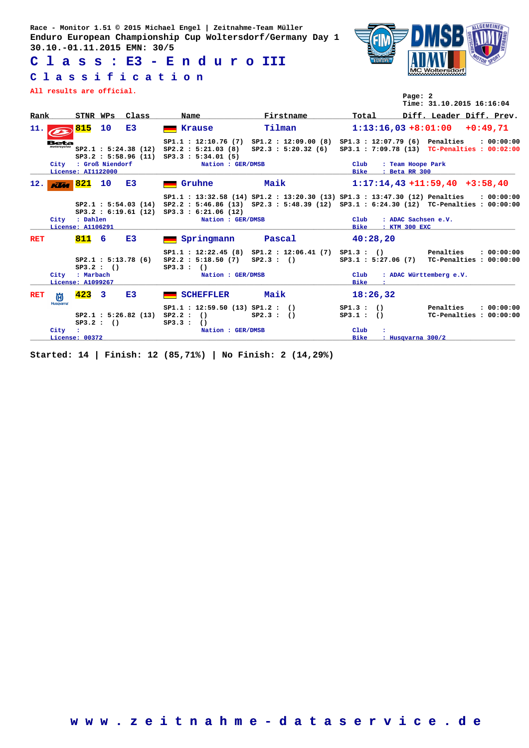Race - Monitor 1.51 © 2015 Michael Engel | Zeitnahme-Team Müller
Enduro European Championship Cup Woltersdorf/Germany Day 1
30.10.-01.11.2015 EMN: 30/5

# C l a s s : E3 - E n d u r o III

## C l a s s i f i c a t i o n

All results are official.

Page: 2
Time: 31.10.2015 16:16:04

| Rank | STNR | WPs | Class | Name | Firstname | Total | Diff. Leader | Diff. Prev. |
|---|---|---|---|---|---|---|---|---|
| 11. | 815 | 10 | E3 | Krause | Tilman | 1:13:16,03 | +8:01:00 | +0:49,71 |
| 12. | 821 | 10 | E3 | Gruhne | Maik | 1:17:14,43 | +11:59,40 | +3:58,40 |
| RET | 811 | 6 | E3 | Springmann | Pascal | 40:28,20 | | |
| RET | 423 | 3 | E3 | SCHEFFLER | Maik | 18:26,32 | | |

**11. Krause Tilman (815)**
SP1.1 : 12:10.76 (7) SP1.2 : 12:09.00 (8) SP1.3 : 12:07.79 (6) Penalties : 00:00:00
SP2.1 : 5:24.38 (12) SP2.2 : 5:21.03 (8) SP2.3 : 5:20.32 (6) SP3.1 : 7:09.78 (13) TC-Penalties : 00:02:00
SP3.2 : 5:58.96 (11) SP3.3 : 5:34.01 (5)
City : Groß Niendorf — Nation : GER/DMSB — Club : Team Hoope Park
License: AI1122000 — Bike : Beta RR 300

**12. Gruhne Maik (821)**
SP1.1 : 13:32.58 (14) SP1.2 : 13:20.30 (13) SP1.3 : 13:47.30 (12) Penalties : 00:00:00
SP2.1 : 5:54.03 (14) SP2.2 : 5:46.86 (13) SP2.3 : 5:48.39 (12) SP3.1 : 6:24.30 (12) TC-Penalties : 00:00:00
SP3.2 : 6:19.61 (12) SP3.3 : 6:21.06 (12)
City : Dahlen — Nation : GER/DMSB — Club : ADAC Sachsen e.V.
License: A1106291 — Bike : KTM 300 EXC

**RET Springmann Pascal (811)**
SP1.1 : 12:22.45 (8) SP1.2 : 12:06.41 (7) SP1.3 : () Penalties : 00:00:00
SP2.1 : 5:13.78 (6) SP2.2 : 5:18.50 (7) SP2.3 : () SP3.1 : 5:27.06 (7) TC-Penalties : 00:00:00
SP3.2 : () SP3.3 : ()
City : Marbach — Nation : GER/DMSB — Club : ADAC Württemberg e.V.
License: A1099267 — Bike :

**RET SCHEFFLER Maik (423)**
SP1.1 : 12:59.50 (13) SP1.2 : () SP1.3 : () Penalties : 00:00:00
SP2.1 : 5:26.82 (13) SP2.2 : () SP2.3 : () SP3.1 : () TC-Penalties : 00:00:00
SP3.2 : () SP3.3 : ()
City : — Nation : GER/DMSB — Club :
License: 00372 — Bike : Husqvarna 300/2

**Started: 14 | Finish: 12 (85,71%) | No Finish: 2 (14,29%)**

w w w . z e i t n a h m e - d a t a s e r v i c e . d e